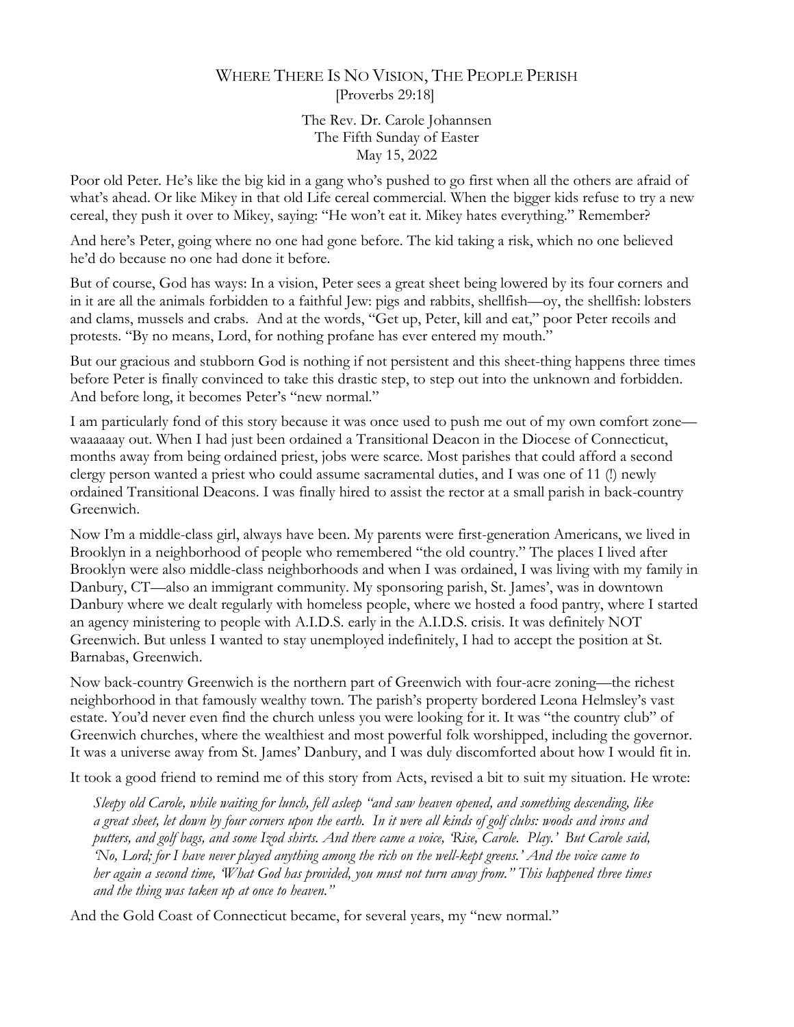# Where There Is No Vision, The People Perish

[Proverbs 29:18]

The Rev. Dr. Carole Johannsen
The Fifth Sunday of Easter
May 15, 2022

Poor old Peter. He's like the big kid in a gang who's pushed to go first when all the others are afraid of what's ahead. Or like Mikey in that old Life cereal commercial. When the bigger kids refuse to try a new cereal, they push it over to Mikey, saying: "He won't eat it. Mikey hates everything." Remember?

And here's Peter, going where no one had gone before. The kid taking a risk, which no one believed he'd do because no one had done it before.

But of course, God has ways: In a vision, Peter sees a great sheet being lowered by its four corners and in it are all the animals forbidden to a faithful Jew: pigs and rabbits, shellfish—oy, the shellfish: lobsters and clams, mussels and crabs. And at the words, "Get up, Peter, kill and eat," poor Peter recoils and protests. "By no means, Lord, for nothing profane has ever entered my mouth."

But our gracious and stubborn God is nothing if not persistent and this sheet-thing happens three times before Peter is finally convinced to take this drastic step, to step out into the unknown and forbidden. And before long, it becomes Peter's "new normal."

I am particularly fond of this story because it was once used to push me out of my own comfort zone—waaaaaay out. When I had just been ordained a Transitional Deacon in the Diocese of Connecticut, months away from being ordained priest, jobs were scarce. Most parishes that could afford a second clergy person wanted a priest who could assume sacramental duties, and I was one of 11 (!) newly ordained Transitional Deacons. I was finally hired to assist the rector at a small parish in back-country Greenwich.

Now I'm a middle-class girl, always have been. My parents were first-generation Americans, we lived in Brooklyn in a neighborhood of people who remembered "the old country." The places I lived after Brooklyn were also middle-class neighborhoods and when I was ordained, I was living with my family in Danbury, CT—also an immigrant community. My sponsoring parish, St. James', was in downtown Danbury where we dealt regularly with homeless people, where we hosted a food pantry, where I started an agency ministering to people with A.I.D.S. early in the A.I.D.S. crisis. It was definitely NOT Greenwich. But unless I wanted to stay unemployed indefinitely, I had to accept the position at St. Barnabas, Greenwich.

Now back-country Greenwich is the northern part of Greenwich with four-acre zoning—the richest neighborhood in that famously wealthy town. The parish's property bordered Leona Helmsley's vast estate. You'd never even find the church unless you were looking for it. It was "the country club" of Greenwich churches, where the wealthiest and most powerful folk worshipped, including the governor. It was a universe away from St. James' Danbury, and I was duly discomforted about how I would fit in.

It took a good friend to remind me of this story from Acts, revised a bit to suit my situation. He wrote:

> *Sleepy old Carole, while waiting for lunch, fell asleep "and saw heaven opened, and something descending, like a great sheet, let down by four corners upon the earth. In it were all kinds of golf clubs: woods and irons and putters, and golf bags, and some Izod shirts. And there came a voice, 'Rise, Carole. Play.' But Carole said, 'No, Lord; for I have never played anything among the rich on the well-kept greens.' And the voice came to her again a second time, 'What God has provided, you must not turn away from." This happened three times and the thing was taken up at once to heaven."*

And the Gold Coast of Connecticut became, for several years, my "new normal."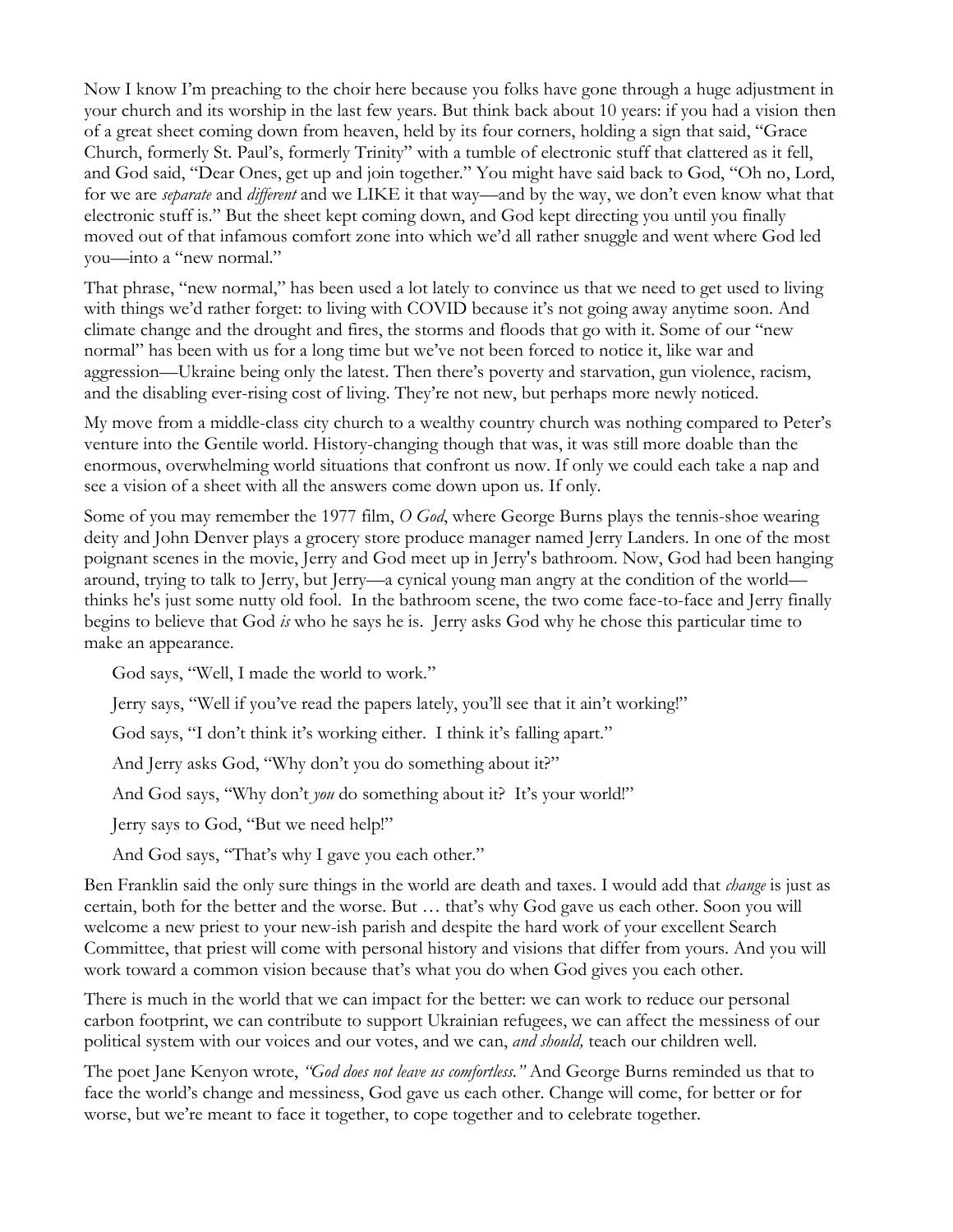Now I know I'm preaching to the choir here because you folks have gone through a huge adjustment in your church and its worship in the last few years. But think back about 10 years: if you had a vision then of a great sheet coming down from heaven, held by its four corners, holding a sign that said, "Grace Church, formerly St. Paul's, formerly Trinity" with a tumble of electronic stuff that clattered as it fell, and God said, "Dear Ones, get up and join together." You might have said back to God, "Oh no, Lord, for we are *separate* and *different* and we LIKE it that way—and by the way, we don't even know what that electronic stuff is." But the sheet kept coming down, and God kept directing you until you finally moved out of that infamous comfort zone into which we'd all rather snuggle and went where God led you—into a "new normal."

That phrase, "new normal," has been used a lot lately to convince us that we need to get used to living with things we'd rather forget: to living with COVID because it's not going away anytime soon. And climate change and the drought and fires, the storms and floods that go with it. Some of our "new normal" has been with us for a long time but we've not been forced to notice it, like war and aggression—Ukraine being only the latest. Then there's poverty and starvation, gun violence, racism, and the disabling ever-rising cost of living. They're not new, but perhaps more newly noticed.

My move from a middle-class city church to a wealthy country church was nothing compared to Peter's venture into the Gentile world. History-changing though that was, it was still more doable than the enormous, overwhelming world situations that confront us now. If only we could each take a nap and see a vision of a sheet with all the answers come down upon us. If only.

Some of you may remember the 1977 film, *O God*, where George Burns plays the tennis-shoe wearing deity and John Denver plays a grocery store produce manager named Jerry Landers. In one of the most poignant scenes in the movie, Jerry and God meet up in Jerry's bathroom. Now, God had been hanging around, trying to talk to Jerry, but Jerry—a cynical young man angry at the condition of the world—thinks he's just some nutty old fool. In the bathroom scene, the two come face-to-face and Jerry finally begins to believe that God *is* who he says he is. Jerry asks God why he chose this particular time to make an appearance.

> God says, "Well, I made the world to work."
>
> Jerry says, "Well if you've read the papers lately, you'll see that it ain't working!"
>
> God says, "I don't think it's working either. I think it's falling apart."
>
> And Jerry asks God, "Why don't you do something about it?"
>
> And God says, "Why don't *you* do something about it? It's your world!"
>
> Jerry says to God, "But we need help!"
>
> And God says, "That's why I gave you each other."

Ben Franklin said the only sure things in the world are death and taxes. I would add that *change* is just as certain, both for the better and the worse. But … that's why God gave us each other. Soon you will welcome a new priest to your new-ish parish and despite the hard work of your excellent Search Committee, that priest will come with personal history and visions that differ from yours. And you will work toward a common vision because that's what you do when God gives you each other.

There is much in the world that we can impact for the better: we can work to reduce our personal carbon footprint, we can contribute to support Ukrainian refugees, we can affect the messiness of our political system with our voices and our votes, and we can, *and should,* teach our children well.

The poet Jane Kenyon wrote, *"God does not leave us comfortless."* And George Burns reminded us that to face the world's change and messiness, God gave us each other. Change will come, for better or for worse, but we're meant to face it together, to cope together and to celebrate together.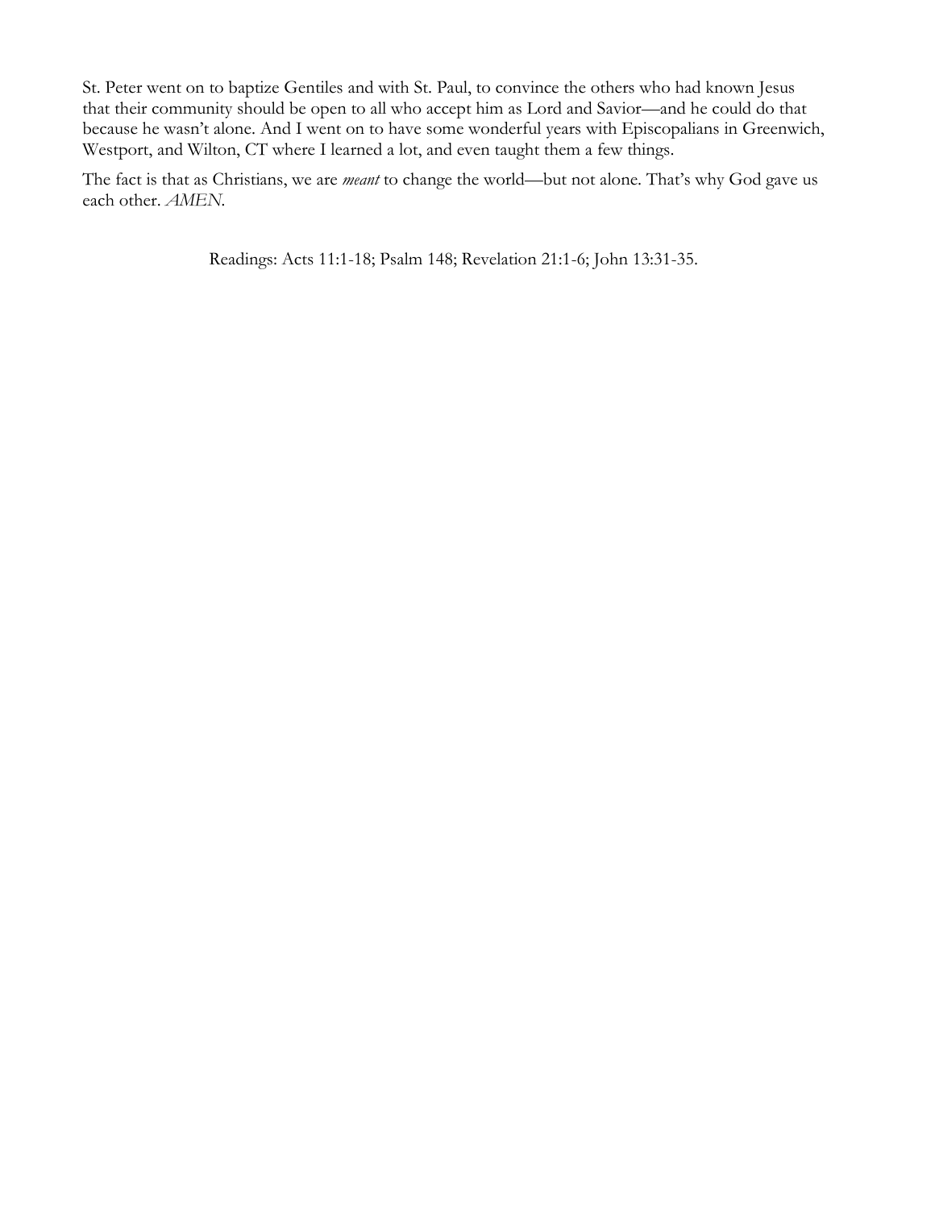St. Peter went on to baptize Gentiles and with St. Paul, to convince the others who had known Jesus that their community should be open to all who accept him as Lord and Savior—and he could do that because he wasn't alone. And I went on to have some wonderful years with Episcopalians in Greenwich, Westport, and Wilton, CT where I learned a lot, and even taught them a few things.

The fact is that as Christians, we are *meant* to change the world—but not alone. That's why God gave us each other. *AMEN.*

Readings: Acts 11:1-18; Psalm 148; Revelation 21:1-6; John 13:31-35.